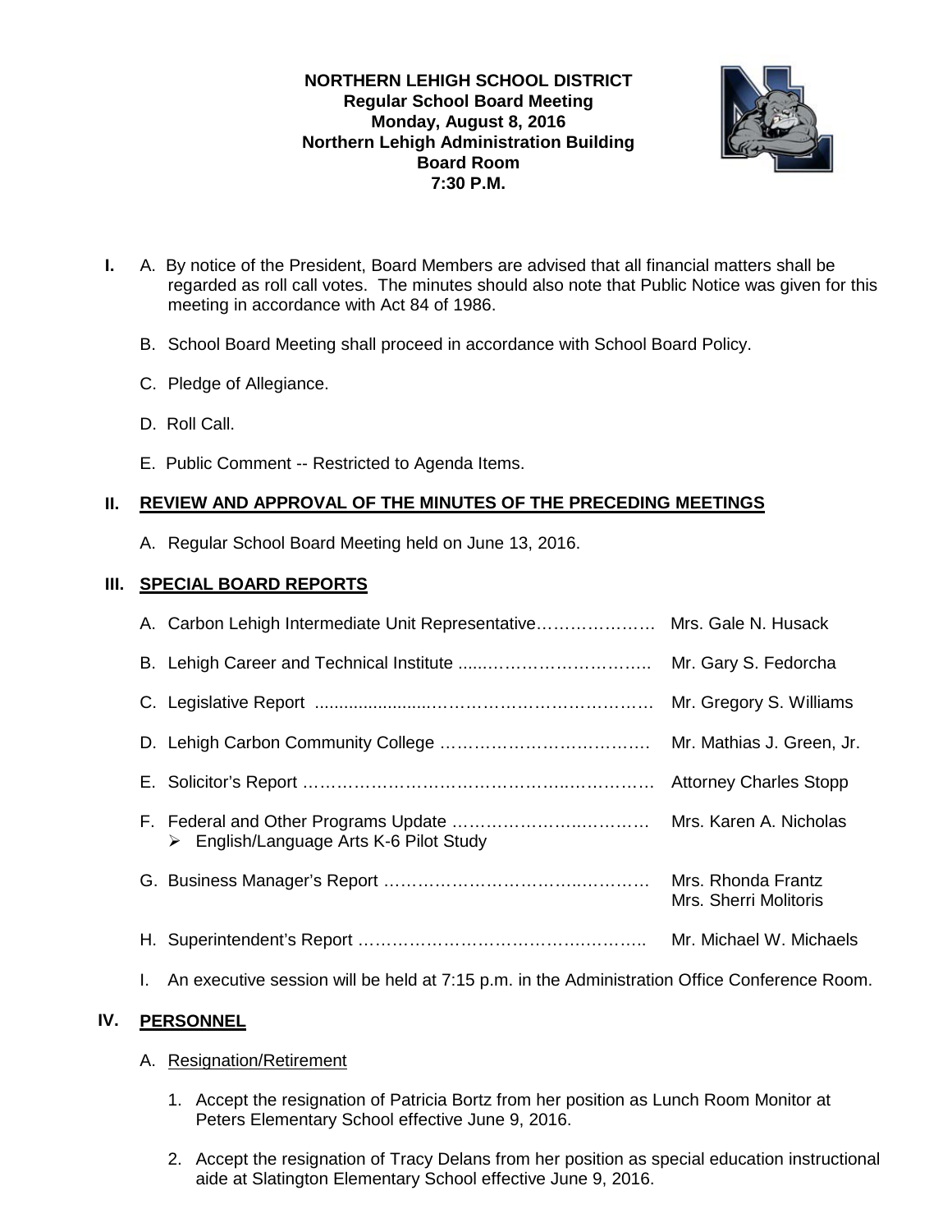**NORTHERN LEHIGH SCHOOL DISTRICT**
**Regular School Board Meeting**
**Monday, August 8, 2016**
**Northern Lehigh Administration Building**
**Board Room**
**7:30 P.M.**

**I.** A. By notice of the President, Board Members are advised that all financial matters shall be regarded as roll call votes. The minutes should also note that Public Notice was given for this meeting in accordance with Act 84 of 1986.

B. School Board Meeting shall proceed in accordance with School Board Policy.

C. Pledge of Allegiance.

D. Roll Call.

E. Public Comment -- Restricted to Agenda Items.

## II. REVIEW AND APPROVAL OF THE MINUTES OF THE PRECEDING MEETINGS

A. Regular School Board Meeting held on June 13, 2016.

## III. SPECIAL BOARD REPORTS

A. Carbon Lehigh Intermediate Unit Representative………………… Mrs. Gale N. Husack

B. Lehigh Career and Technical Institute ......………………………. Mr. Gary S. Fedorcha

C. Legislative Report .......................………………………………. Mr. Gregory S. Williams

D. Lehigh Carbon Community College ………………………………. Mr. Mathias J. Green, Jr.

E. Solicitor's Report ………………………………………..…………… Attorney Charles Stopp

F. Federal and Other Programs Update ……………………..………… Mrs. Karen A. Nicholas
   - English/Language Arts K-6 Pilot Study

G. Business Manager's Report ……………………………..………… Mrs. Rhonda Frantz
   Mrs. Sherri Molitoris

H. Superintendent's Report …………………………………….……….. Mr. Michael W. Michaels

I. An executive session will be held at 7:15 p.m. in the Administration Office Conference Room.

## IV. PERSONNEL

A. Resignation/Retirement

1. Accept the resignation of Patricia Bortz from her position as Lunch Room Monitor at Peters Elementary School effective June 9, 2016.

2. Accept the resignation of Tracy Delans from her position as special education instructional aide at Slatington Elementary School effective June 9, 2016.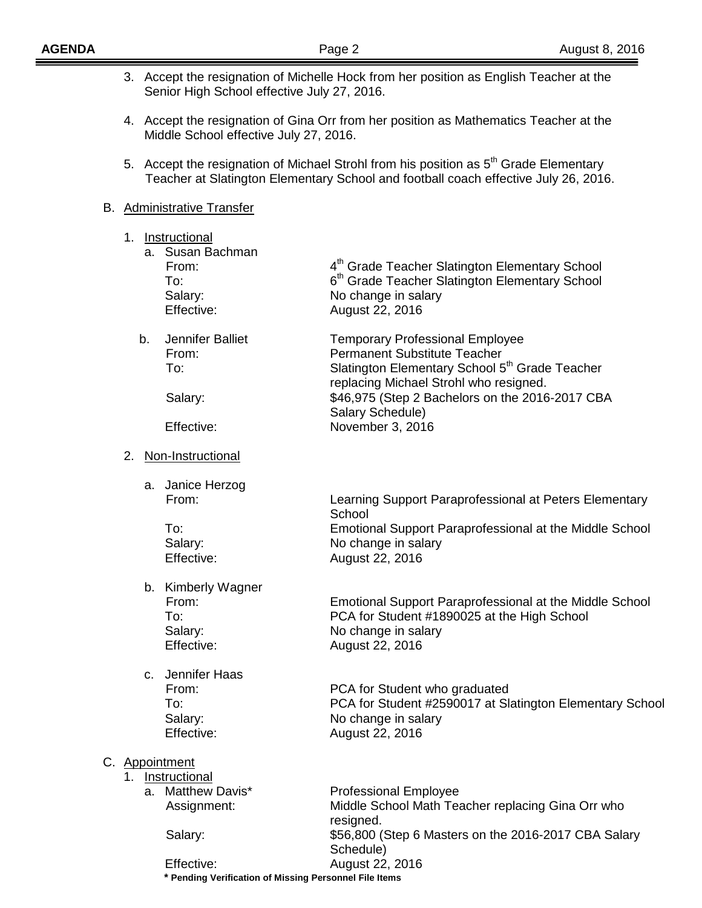3. Accept the resignation of Michelle Hock from her position as English Teacher at the Senior High School effective July 27, 2016.

4. Accept the resignation of Gina Orr from her position as Mathematics Teacher at the Middle School effective July 27, 2016.

5. Accept the resignation of Michael Strohl from his position as 5th Grade Elementary Teacher at Slatington Elementary School and football coach effective July 26, 2016.

B. Administrative Transfer

1. Instructional

a. Susan Bachman

| | |
|---|---|
| From: | 4th Grade Teacher Slatington Elementary School |
| To: | 6th Grade Teacher Slatington Elementary School |
| Salary: | No change in salary |
| Effective: | August 22, 2016 |

b. Jennifer Balliet — Temporary Professional Employee

| | |
|---|---|
| From: | Permanent Substitute Teacher |
| To: | Slatington Elementary School 5th Grade Teacher replacing Michael Strohl who resigned. |
| Salary: | $46,975 (Step 2 Bachelors on the 2016-2017 CBA Salary Schedule) |
| Effective: | November 3, 2016 |

2. Non-Instructional

a. Janice Herzog

| | |
|---|---|
| From: | Learning Support Paraprofessional at Peters Elementary School |
| To: | Emotional Support Paraprofessional at the Middle School |
| Salary: | No change in salary |
| Effective: | August 22, 2016 |

b. Kimberly Wagner

| | |
|---|---|
| From: | Emotional Support Paraprofessional at the Middle School |
| To: | PCA for Student #1890025 at the High School |
| Salary: | No change in salary |
| Effective: | August 22, 2016 |

c. Jennifer Haas

| | |
|---|---|
| From: | PCA for Student who graduated |
| To: | PCA for Student #2590017 at Slatington Elementary School |
| Salary: | No change in salary |
| Effective: | August 22, 2016 |

C. Appointment

1. Instructional

a. Matthew Davis* — Professional Employee

| | |
|---|---|
| Assignment: | Middle School Math Teacher replacing Gina Orr who resigned. |
| Salary: | $56,800 (Step 6 Masters on the 2016-2017 CBA Salary Schedule) |
| Effective: | August 22, 2016 |

**\* Pending Verification of Missing Personnel File Items**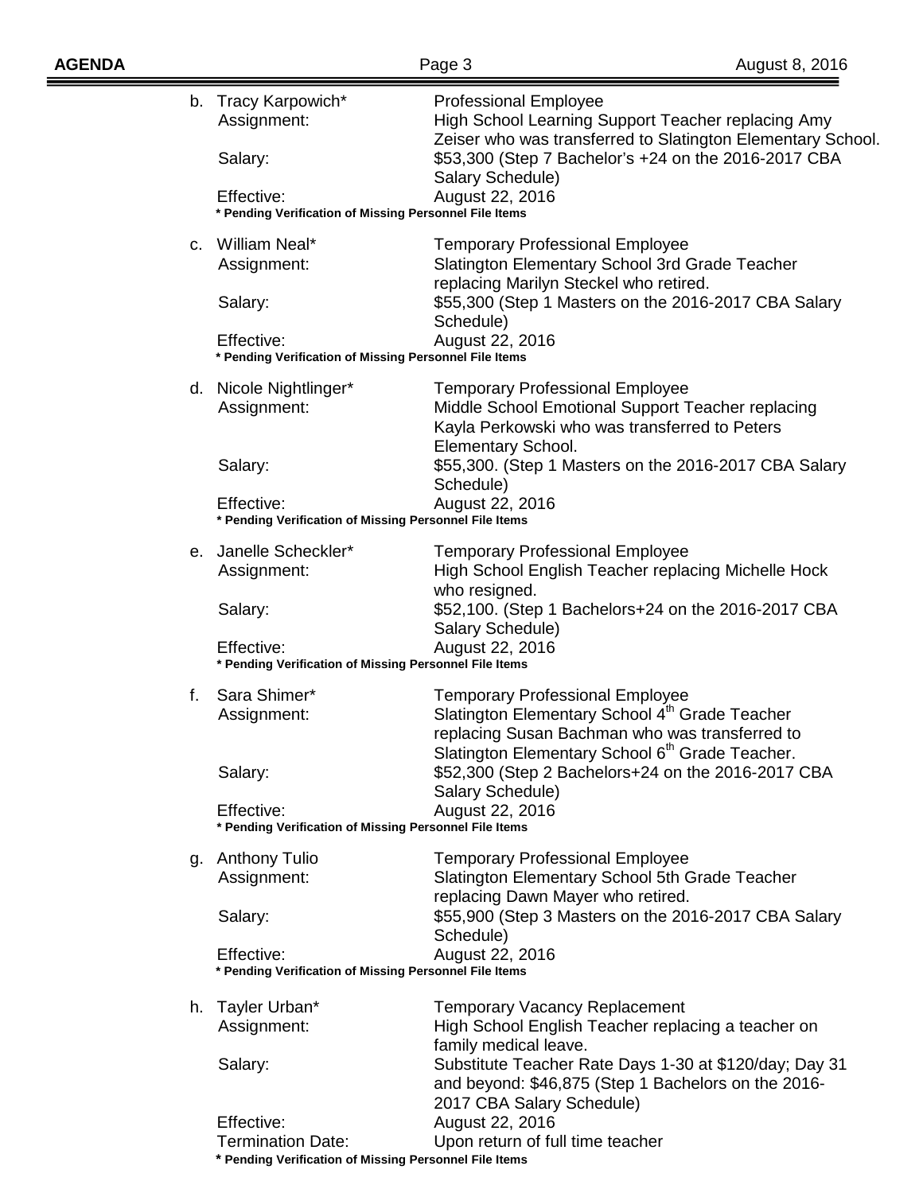b. Tracy Karpowich*
   Assignment: High School Learning Support Teacher replacing Amy Zeiser who was transferred to Slatington Elementary School.
   Salary: $53,300 (Step 7 Bachelor's +24 on the 2016-2017 CBA Salary Schedule)
   Effective: August 22, 2016

   Professional Employee

   **\* Pending Verification of Missing Personnel File Items**

c. William Neal*
   Temporary Professional Employee
   Assignment: Slatington Elementary School 3rd Grade Teacher replacing Marilyn Steckel who retired.
   Salary: $55,300 (Step 1 Masters on the 2016-2017 CBA Salary Schedule)
   Effective: August 22, 2016

   **\* Pending Verification of Missing Personnel File Items**

d. Nicole Nightlinger*
   Temporary Professional Employee
   Assignment: Middle School Emotional Support Teacher replacing Kayla Perkowski who was transferred to Peters Elementary School.
   Salary: $55,300. (Step 1 Masters on the 2016-2017 CBA Salary Schedule)
   Effective: August 22, 2016

   **\* Pending Verification of Missing Personnel File Items**

e. Janelle Scheckler*
   Temporary Professional Employee
   Assignment: High School English Teacher replacing Michelle Hock who resigned.
   Salary: $52,100. (Step 1 Bachelors+24 on the 2016-2017 CBA Salary Schedule)
   Effective: August 22, 2016

   **\* Pending Verification of Missing Personnel File Items**

f. Sara Shimer*
   Temporary Professional Employee
   Assignment: Slatington Elementary School 4th Grade Teacher replacing Susan Bachman who was transferred to Slatington Elementary School 6th Grade Teacher.
   Salary: $52,300 (Step 2 Bachelors+24 on the 2016-2017 CBA Salary Schedule)
   Effective: August 22, 2016

   **\* Pending Verification of Missing Personnel File Items**

g. Anthony Tulio
   Temporary Professional Employee
   Assignment: Slatington Elementary School 5th Grade Teacher replacing Dawn Mayer who retired.
   Salary: $55,900 (Step 3 Masters on the 2016-2017 CBA Salary Schedule)
   Effective: August 22, 2016

   **\* Pending Verification of Missing Personnel File Items**

h. Tayler Urban*
   Temporary Vacancy Replacement
   Assignment: High School English Teacher replacing a teacher on family medical leave.
   Salary: Substitute Teacher Rate Days 1-30 at $120/day; Day 31 and beyond: $46,875 (Step 1 Bachelors on the 2016-2017 CBA Salary Schedule)
   Effective: August 22, 2016
   Termination Date: Upon return of full time teacher

   **\* Pending Verification of Missing Personnel File Items**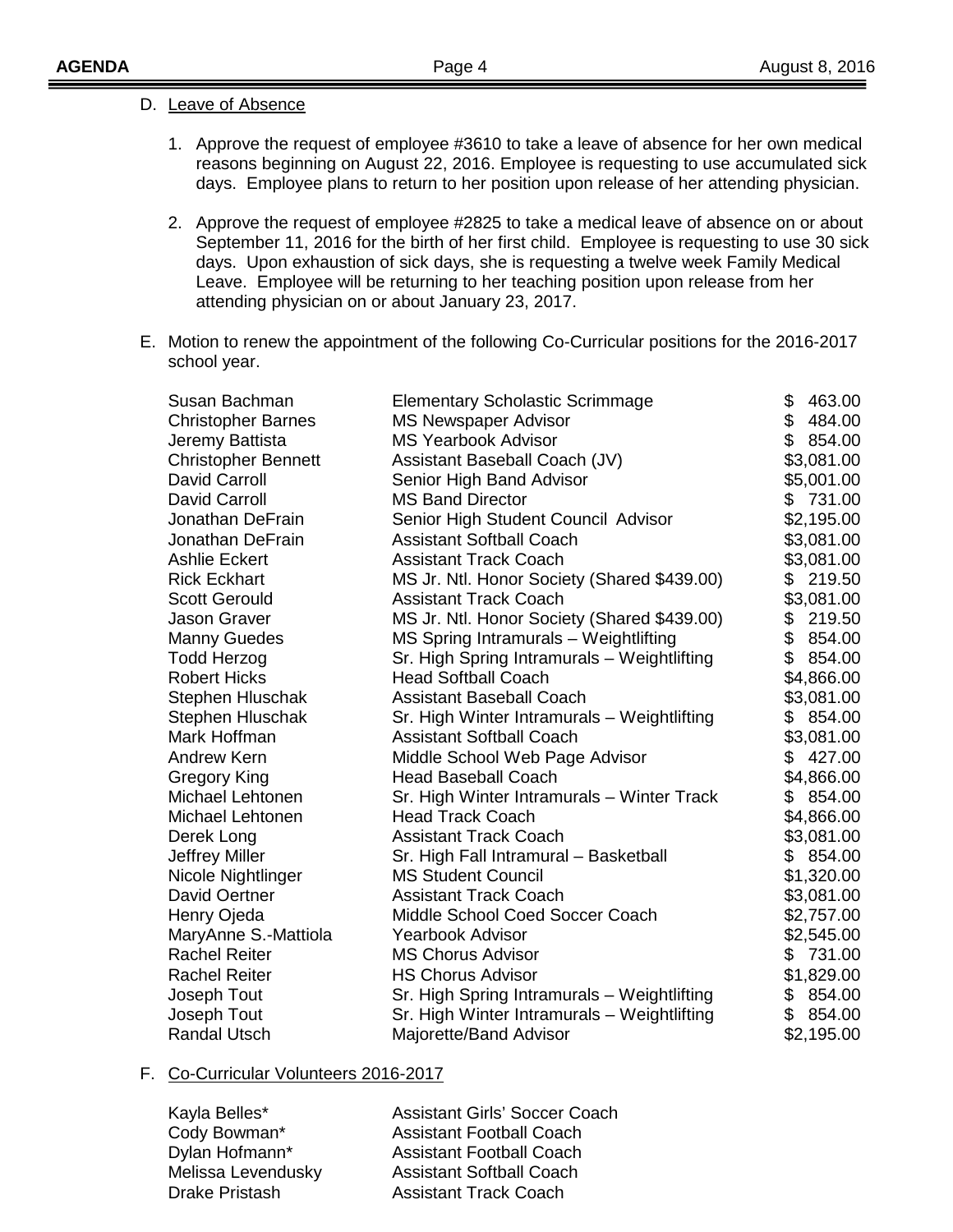D. Leave of Absence

1. Approve the request of employee #3610 to take a leave of absence for her own medical reasons beginning on August 22, 2016. Employee is requesting to use accumulated sick days. Employee plans to return to her position upon release of her attending physician.

2. Approve the request of employee #2825 to take a medical leave of absence on or about September 11, 2016 for the birth of her first child. Employee is requesting to use 30 sick days. Upon exhaustion of sick days, she is requesting a twelve week Family Medical Leave. Employee will be returning to her teaching position upon release from her attending physician on or about January 23, 2017.

E. Motion to renew the appointment of the following Co-Curricular positions for the 2016-2017 school year.

| | | |
|---|---|---|
| Susan Bachman | Elementary Scholastic Scrimmage | $ 463.00 |
| Christopher Barnes | MS Newspaper Advisor | $ 484.00 |
| Jeremy Battista | MS Yearbook Advisor | $ 854.00 |
| Christopher Bennett | Assistant Baseball Coach (JV) | $3,081.00 |
| David Carroll | Senior High Band Advisor | $5,001.00 |
| David Carroll | MS Band Director | $ 731.00 |
| Jonathan DeFrain | Senior High Student Council Advisor | $2,195.00 |
| Jonathan DeFrain | Assistant Softball Coach | $3,081.00 |
| Ashlie Eckert | Assistant Track Coach | $3,081.00 |
| Rick Eckhart | MS Jr. Ntl. Honor Society (Shared $439.00) | $ 219.50 |
| Scott Gerould | Assistant Track Coach | $3,081.00 |
| Jason Graver | MS Jr. Ntl. Honor Society (Shared $439.00) | $ 219.50 |
| Manny Guedes | MS Spring Intramurals – Weightlifting | $ 854.00 |
| Todd Herzog | Sr. High Spring Intramurals – Weightlifting | $ 854.00 |
| Robert Hicks | Head Softball Coach | $4,866.00 |
| Stephen Hluschak | Assistant Baseball Coach | $3,081.00 |
| Stephen Hluschak | Sr. High Winter Intramurals – Weightlifting | $ 854.00 |
| Mark Hoffman | Assistant Softball Coach | $3,081.00 |
| Andrew Kern | Middle School Web Page Advisor | $ 427.00 |
| Gregory King | Head Baseball Coach | $4,866.00 |
| Michael Lehtonen | Sr. High Winter Intramurals – Winter Track | $ 854.00 |
| Michael Lehtonen | Head Track Coach | $4,866.00 |
| Derek Long | Assistant Track Coach | $3,081.00 |
| Jeffrey Miller | Sr. High Fall Intramural – Basketball | $ 854.00 |
| Nicole Nightlinger | MS Student Council | $1,320.00 |
| David Oertner | Assistant Track Coach | $3,081.00 |
| Henry Ojeda | Middle School Coed Soccer Coach | $2,757.00 |
| MaryAnne S.-Mattiola | Yearbook Advisor | $2,545.00 |
| Rachel Reiter | MS Chorus Advisor | $ 731.00 |
| Rachel Reiter | HS Chorus Advisor | $1,829.00 |
| Joseph Tout | Sr. High Spring Intramurals – Weightlifting | $ 854.00 |
| Joseph Tout | Sr. High Winter Intramurals – Weightlifting | $ 854.00 |
| Randal Utsch | Majorette/Band Advisor | $2,195.00 |

F. Co-Curricular Volunteers 2016-2017

| | |
|---|---|
| Kayla Belles* | Assistant Girls' Soccer Coach |
| Cody Bowman* | Assistant Football Coach |
| Dylan Hofmann* | Assistant Football Coach |
| Melissa Levendusky | Assistant Softball Coach |
| Drake Pristash | Assistant Track Coach |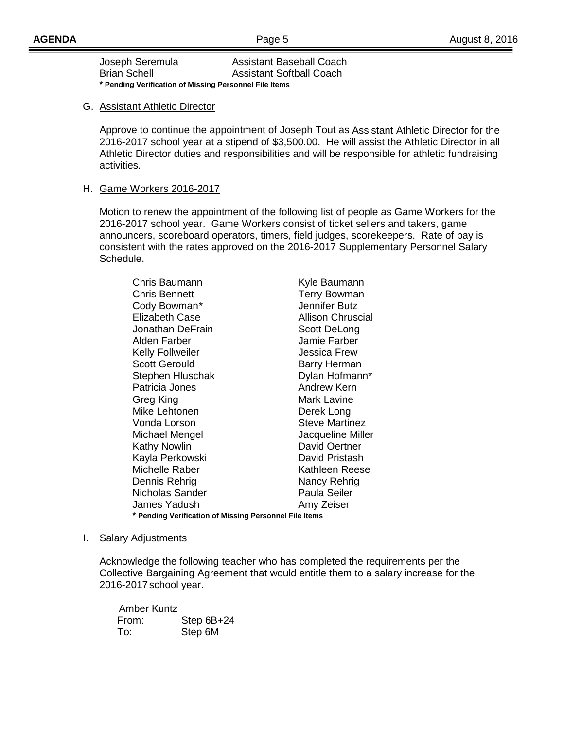| | |
|---|---|
| Joseph Seremula | Assistant Baseball Coach |
| Brian Schell | Assistant Softball Coach |

**\* Pending Verification of Missing Personnel File Items**

G. Assistant Athletic Director

Approve to continue the appointment of Joseph Tout as Assistant Athletic Director for the 2016-2017 school year at a stipend of $3,500.00. He will assist the Athletic Director in all Athletic Director duties and responsibilities and will be responsible for athletic fundraising activities.

H. Game Workers 2016-2017

Motion to renew the appointment of the following list of people as Game Workers for the 2016-2017 school year. Game Workers consist of ticket sellers and takers, game announcers, scoreboard operators, timers, field judges, scorekeepers. Rate of pay is consistent with the rates approved on the 2016-2017 Supplementary Personnel Salary Schedule.

| | |
|---|---|
| Chris Baumann | Kyle Baumann |
| Chris Bennett | Terry Bowman |
| Cody Bowman* | Jennifer Butz |
| Elizabeth Case | Allison Chruscial |
| Jonathan DeFrain | Scott DeLong |
| Alden Farber | Jamie Farber |
| Kelly Follweiler | Jessica Frew |
| Scott Gerould | Barry Herman |
| Stephen Hluschak | Dylan Hofmann* |
| Patricia Jones | Andrew Kern |
| Greg King | Mark Lavine |
| Mike Lehtonen | Derek Long |
| Vonda Lorson | Steve Martinez |
| Michael Mengel | Jacqueline Miller |
| Kathy Nowlin | David Oertner |
| Kayla Perkowski | David Pristash |
| Michelle Raber | Kathleen Reese |
| Dennis Rehrig | Nancy Rehrig |
| Nicholas Sander | Paula Seiler |
| James Yadush | Amy Zeiser |

**\* Pending Verification of Missing Personnel File Items**

I. Salary Adjustments

Acknowledge the following teacher who has completed the requirements per the Collective Bargaining Agreement that would entitle them to a salary increase for the 2016-2017 school year.

Amber Kuntz

| | |
|---|---|
| From: | Step 6B+24 |
| To: | Step 6M |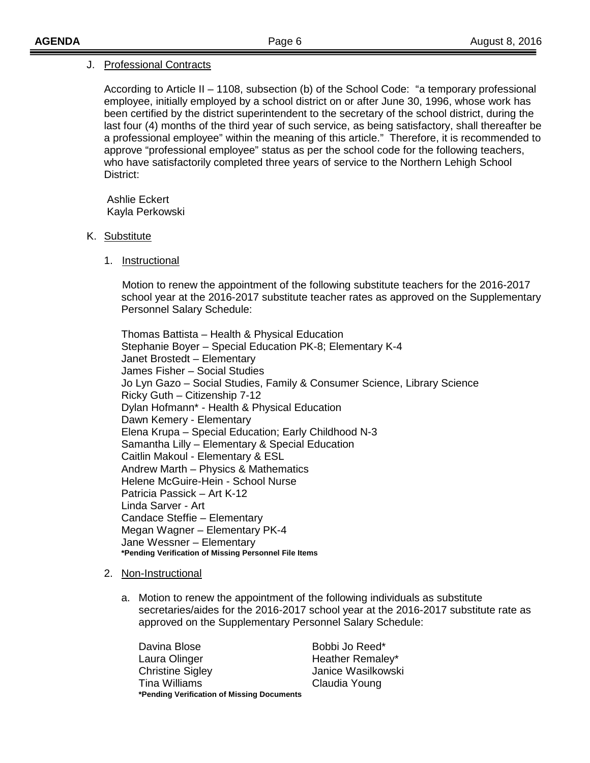J. Professional Contracts

According to Article II – 1108, subsection (b) of the School Code: "a temporary professional employee, initially employed by a school district on or after June 30, 1996, whose work has been certified by the district superintendent to the secretary of the school district, during the last four (4) months of the third year of such service, as being satisfactory, shall thereafter be a professional employee" within the meaning of this article." Therefore, it is recommended to approve "professional employee" status as per the school code for the following teachers, who have satisfactorily completed three years of service to the Northern Lehigh School District:

Ashlie Eckert
Kayla Perkowski

K. Substitute

1. Instructional

Motion to renew the appointment of the following substitute teachers for the 2016-2017 school year at the 2016-2017 substitute teacher rates as approved on the Supplementary Personnel Salary Schedule:

Thomas Battista – Health & Physical Education
Stephanie Boyer – Special Education PK-8; Elementary K-4
Janet Brostedt – Elementary
James Fisher – Social Studies
Jo Lyn Gazo – Social Studies, Family & Consumer Science, Library Science
Ricky Guth – Citizenship 7-12
Dylan Hofmann* - Health & Physical Education
Dawn Kemery - Elementary
Elena Krupa – Special Education; Early Childhood N-3
Samantha Lilly – Elementary & Special Education
Caitlin Makoul - Elementary & ESL
Andrew Marth – Physics & Mathematics
Helene McGuire-Hein - School Nurse
Patricia Passick – Art K-12
Linda Sarver - Art
Candace Steffie – Elementary
Megan Wagner – Elementary PK-4
Jane Wessner – Elementary
**\*Pending Verification of Missing Personnel File Items**

2. Non-Instructional

a. Motion to renew the appointment of the following individuals as substitute secretaries/aides for the 2016-2017 school year at the 2016-2017 substitute rate as approved on the Supplementary Personnel Salary Schedule:

Davina Blose
Laura Olinger
Christine Sigley
Tina Williams
Bobbi Jo Reed*
Heather Remaley*
Janice Wasilkowski
Claudia Young

**\*Pending Verification of Missing Documents**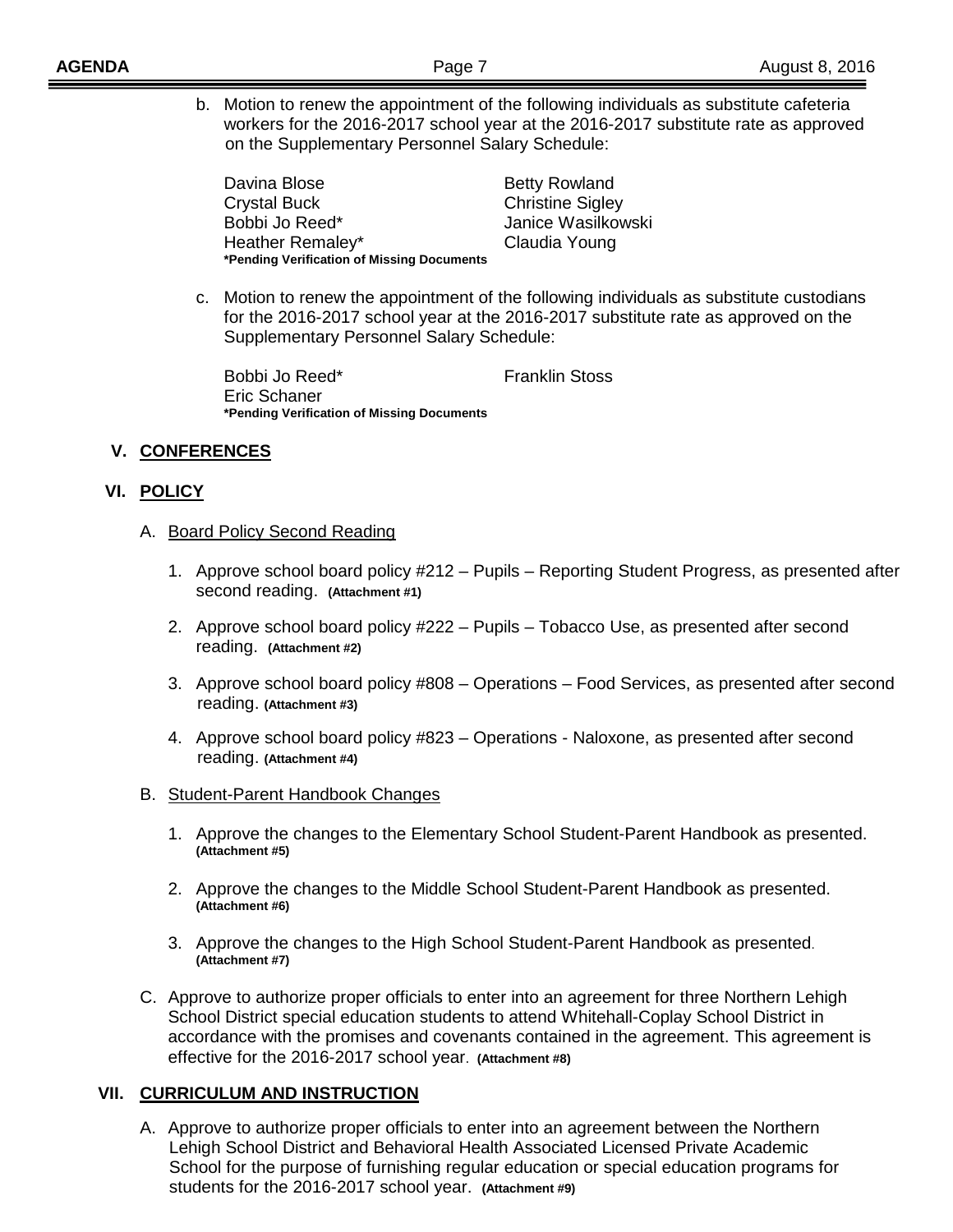b. Motion to renew the appointment of the following individuals as substitute cafeteria workers for the 2016-2017 school year at the 2016-2017 substitute rate as approved on the Supplementary Personnel Salary Schedule:

| | |
|---|---|
| Davina Blose | Betty Rowland |
| Crystal Buck | Christine Sigley |
| Bobbi Jo Reed* | Janice Wasilkowski |
| Heather Remaley* | Claudia Young |

**\*Pending Verification of Missing Documents**

c. Motion to renew the appointment of the following individuals as substitute custodians for the 2016-2017 school year at the 2016-2017 substitute rate as approved on the Supplementary Personnel Salary Schedule:

| | |
|---|---|
| Bobbi Jo Reed* | Franklin Stoss |
| Eric Schaner | |

**\*Pending Verification of Missing Documents**

## V. CONFERENCES

## VI. POLICY

A. Board Policy Second Reading

1. Approve school board policy #212 – Pupils – Reporting Student Progress, as presented after second reading. **(Attachment #1)**

2. Approve school board policy #222 – Pupils – Tobacco Use, as presented after second reading. **(Attachment #2)**

3. Approve school board policy #808 – Operations – Food Services, as presented after second reading. **(Attachment #3)**

4. Approve school board policy #823 – Operations - Naloxone, as presented after second reading. **(Attachment #4)**

B. Student-Parent Handbook Changes

1. Approve the changes to the Elementary School Student-Parent Handbook as presented. **(Attachment #5)**

2. Approve the changes to the Middle School Student-Parent Handbook as presented. **(Attachment #6)**

3. Approve the changes to the High School Student-Parent Handbook as presented. **(Attachment #7)**

C. Approve to authorize proper officials to enter into an agreement for three Northern Lehigh School District special education students to attend Whitehall-Coplay School District in accordance with the promises and covenants contained in the agreement. This agreement is effective for the 2016-2017 school year. **(Attachment #8)**

## VII. CURRICULUM AND INSTRUCTION

A. Approve to authorize proper officials to enter into an agreement between the Northern Lehigh School District and Behavioral Health Associated Licensed Private Academic School for the purpose of furnishing regular education or special education programs for students for the 2016-2017 school year. **(Attachment #9)**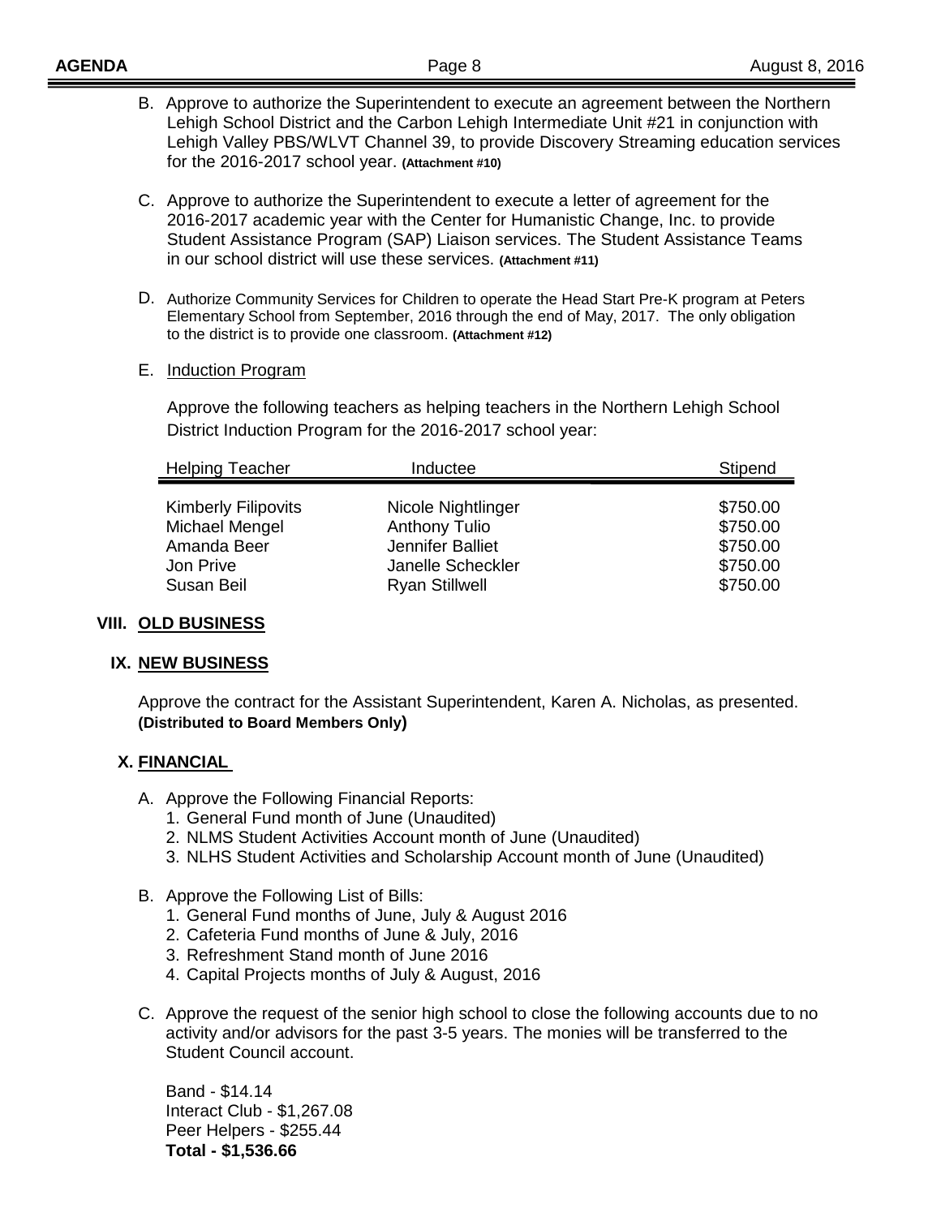B. Approve to authorize the Superintendent to execute an agreement between the Northern Lehigh School District and the Carbon Lehigh Intermediate Unit #21 in conjunction with Lehigh Valley PBS/WLVT Channel 39, to provide Discovery Streaming education services for the 2016-2017 school year. **(Attachment #10)**

C. Approve to authorize the Superintendent to execute a letter of agreement for the 2016-2017 academic year with the Center for Humanistic Change, Inc. to provide Student Assistance Program (SAP) Liaison services. The Student Assistance Teams in our school district will use these services. **(Attachment #11)**

D. Authorize Community Services for Children to operate the Head Start Pre-K program at Peters Elementary School from September, 2016 through the end of May, 2017. The only obligation to the district is to provide one classroom. **(Attachment #12)**

E. Induction Program

Approve the following teachers as helping teachers in the Northern Lehigh School District Induction Program for the 2016-2017 school year:

| Helping Teacher | Inductee | Stipend |
|---|---|---|
| Kimberly Filipovits | Nicole Nightlinger | $750.00 |
| Michael Mengel | Anthony Tulio | $750.00 |
| Amanda Beer | Jennifer Balliet | $750.00 |
| Jon Prive | Janelle Scheckler | $750.00 |
| Susan Beil | Ryan Stillwell | $750.00 |

## VIII. OLD BUSINESS

## IX. NEW BUSINESS

Approve the contract for the Assistant Superintendent, Karen A. Nicholas, as presented. **(Distributed to Board Members Only)**

## X. FINANCIAL

A. Approve the Following Financial Reports:
1. General Fund month of June (Unaudited)
2. NLMS Student Activities Account month of June (Unaudited)
3. NLHS Student Activities and Scholarship Account month of June (Unaudited)

B. Approve the Following List of Bills:
1. General Fund months of June, July & August 2016
2. Cafeteria Fund months of June & July, 2016
3. Refreshment Stand month of June 2016
4. Capital Projects months of July & August, 2016

C. Approve the request of the senior high school to close the following accounts due to no activity and/or advisors for the past 3-5 years. The monies will be transferred to the Student Council account.

Band - $14.14
Interact Club - $1,267.08
Peer Helpers - $255.44
**Total - $1,536.66**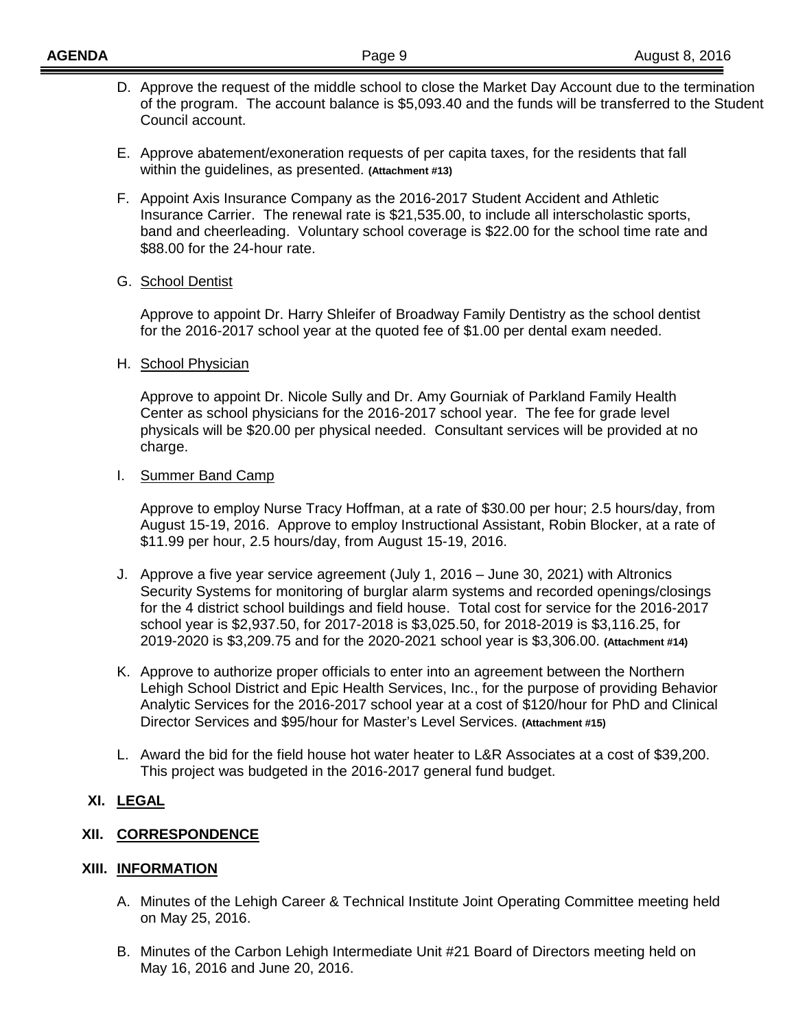D. Approve the request of the middle school to close the Market Day Account due to the termination of the program. The account balance is $5,093.40 and the funds will be transferred to the Student Council account.

E. Approve abatement/exoneration requests of per capita taxes, for the residents that fall within the guidelines, as presented. **(Attachment #13)**

F. Appoint Axis Insurance Company as the 2016-2017 Student Accident and Athletic Insurance Carrier. The renewal rate is $21,535.00, to include all interscholastic sports, band and cheerleading. Voluntary school coverage is $22.00 for the school time rate and $88.00 for the 24-hour rate.

G. <u>School Dentist</u>

Approve to appoint Dr. Harry Shleifer of Broadway Family Dentistry as the school dentist for the 2016-2017 school year at the quoted fee of $1.00 per dental exam needed.

H. <u>School Physician</u>

Approve to appoint Dr. Nicole Sully and Dr. Amy Gourniak of Parkland Family Health Center as school physicians for the 2016-2017 school year. The fee for grade level physicals will be $20.00 per physical needed. Consultant services will be provided at no charge.

I. <u>Summer Band Camp</u>

Approve to employ Nurse Tracy Hoffman, at a rate of $30.00 per hour; 2.5 hours/day, from August 15-19, 2016. Approve to employ Instructional Assistant, Robin Blocker, at a rate of $11.99 per hour, 2.5 hours/day, from August 15-19, 2016.

J. Approve a five year service agreement (July 1, 2016 – June 30, 2021) with Altronics Security Systems for monitoring of burglar alarm systems and recorded openings/closings for the 4 district school buildings and field house. Total cost for service for the 2016-2017 school year is $2,937.50, for 2017-2018 is $3,025.50, for 2018-2019 is $3,116.25, for 2019-2020 is $3,209.75 and for the 2020-2021 school year is $3,306.00. **(Attachment #14)**

K. Approve to authorize proper officials to enter into an agreement between the Northern Lehigh School District and Epic Health Services, Inc., for the purpose of providing Behavior Analytic Services for the 2016-2017 school year at a cost of $120/hour for PhD and Clinical Director Services and $95/hour for Master's Level Services. **(Attachment #15)**

L. Award the bid for the field house hot water heater to L&R Associates at a cost of $39,200. This project was budgeted in the 2016-2017 general fund budget.

## XI. LEGAL

## XII. CORRESPONDENCE

## XIII. INFORMATION

A. Minutes of the Lehigh Career & Technical Institute Joint Operating Committee meeting held on May 25, 2016.

B. Minutes of the Carbon Lehigh Intermediate Unit #21 Board of Directors meeting held on May 16, 2016 and June 20, 2016.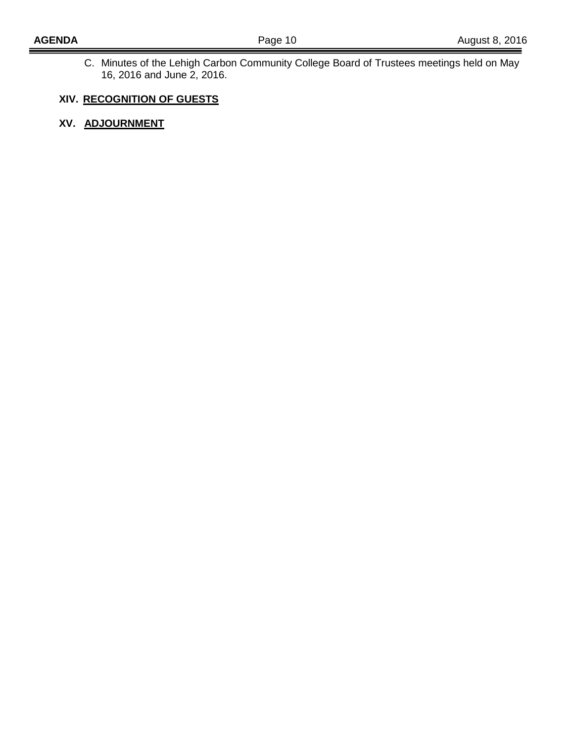C. Minutes of the Lehigh Carbon Community College Board of Trustees meetings held on May 16, 2016 and June 2, 2016.

## XIV. RECOGNITION OF GUESTS

## XV. ADJOURNMENT